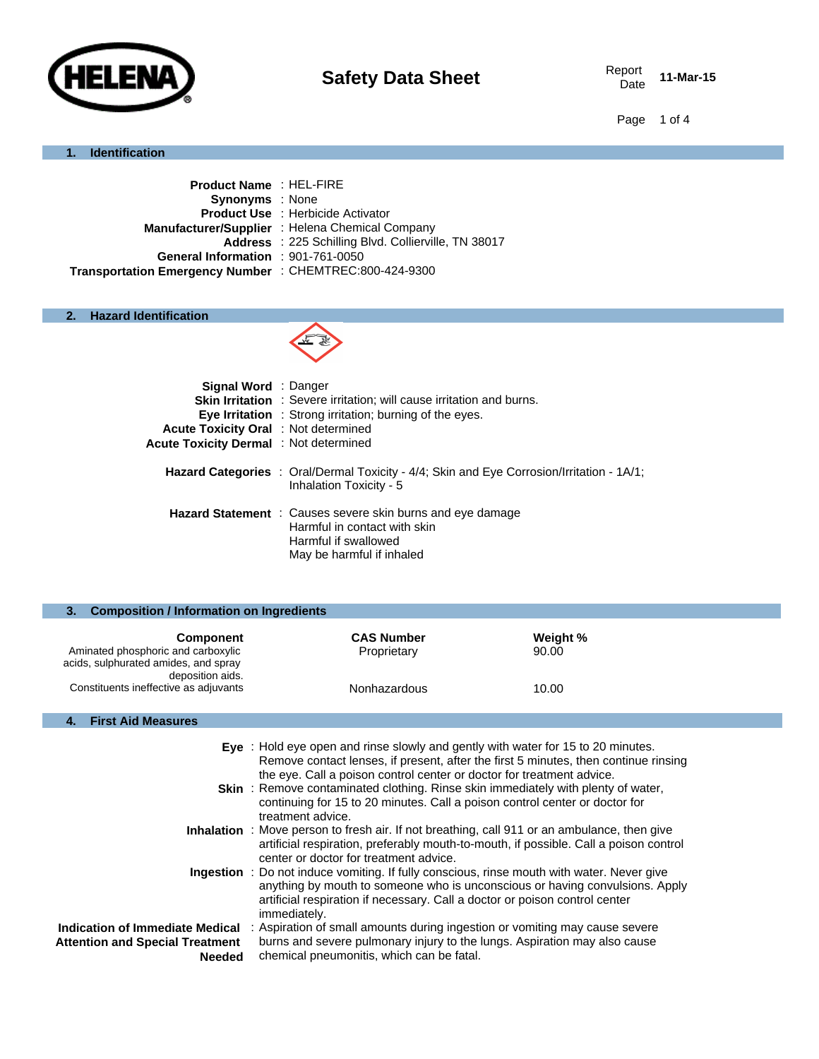HELENA

# Safety Data Sheet

Report Date 11-Mar-15

## 1. Identification

**Product Name** : HEL-FIRE
**Synonyms** : None
**Product Use** : Herbicide Activator
**Manufacturer/Supplier** : Helena Chemical Company
**Address** : 225 Schilling Blvd. Collierville, TN 38017
**General Information** : 901-761-0050
**Transportation Emergency Number** : CHEMTREC:800-424-9300

## 2. Hazard Identification

**Signal Word** : Danger
**Skin Irritation** : Severe irritation; will cause irritation and burns.
**Eye Irritation** : Strong irritation; burning of the eyes.
**Acute Toxicity Oral** : Not determined
**Acute Toxicity Dermal** : Not determined

**Hazard Categories** : Oral/Dermal Toxicity - 4/4; Skin and Eye Corrosion/Irritation - 1A/1; Inhalation Toxicity - 5

**Hazard Statement** : Causes severe skin burns and eye damage
Harmful in contact with skin
Harmful if swallowed
May be harmful if inhaled

## 3. Composition / Information on Ingredients

| Component | CAS Number | Weight % |
|---|---|---|
| Aminated phosphoric and carboxylic acids, sulphurated amides, and spray deposition aids. | Proprietary | 90.00 |
| Constituents ineffective as adjuvants | Nonhazardous | 10.00 |

## 4. First Aid Measures

**Eye** : Hold eye open and rinse slowly and gently with water for 15 to 20 minutes. Remove contact lenses, if present, after the first 5 minutes, then continue rinsing the eye. Call a poison control center or doctor for treatment advice.

**Skin** : Remove contaminated clothing. Rinse skin immediately with plenty of water, continuing for 15 to 20 minutes. Call a poison control center or doctor for treatment advice.

**Inhalation** : Move person to fresh air. If not breathing, call 911 or an ambulance, then give artificial respiration, preferably mouth-to-mouth, if possible. Call a poison control center or doctor for treatment advice.

**Ingestion** : Do not induce vomiting. If fully conscious, rinse mouth with water. Never give anything by mouth to someone who is unconscious or having convulsions. Apply artificial respiration if necessary. Call a doctor or poison control center immediately.

**Indication of Immediate Medical Attention and Special Treatment Needed** : Aspiration of small amounts during ingestion or vomiting may cause severe burns and severe pulmonary injury to the lungs. Aspiration may also cause chemical pneumonitis, which can be fatal.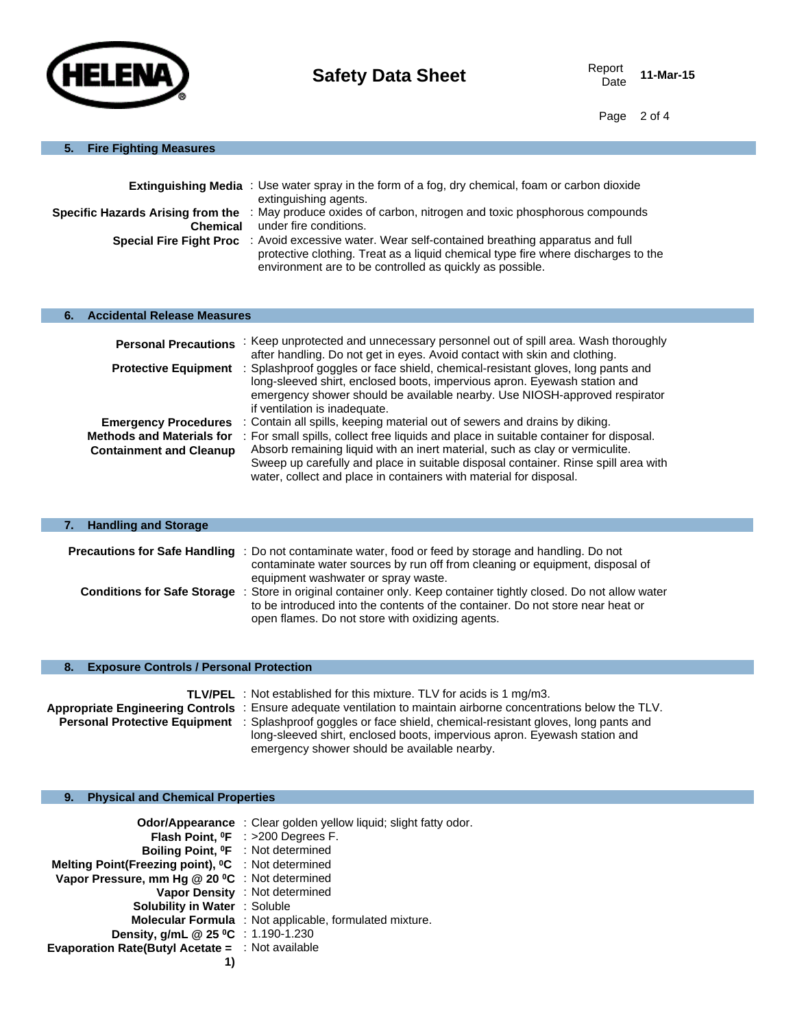## 5. Fire Fighting Measures

**Extinguishing Media** : Use water spray in the form of a fog, dry chemical, foam or carbon dioxide extinguishing agents.

**Specific Hazards Arising from the Chemical** : May produce oxides of carbon, nitrogen and toxic phosphorous compounds under fire conditions.

**Special Fire Fight Proc** : Avoid excessive water. Wear self-contained breathing apparatus and full protective clothing. Treat as a liquid chemical type fire where discharges to the environment are to be controlled as quickly as possible.

## 6. Accidental Release Measures

**Personal Precautions** : Keep unprotected and unnecessary personnel out of spill area. Wash thoroughly after handling. Do not get in eyes. Avoid contact with skin and clothing.

**Protective Equipment** : Splashproof goggles or face shield, chemical-resistant gloves, long pants and long-sleeved shirt, enclosed boots, impervious apron. Eyewash station and emergency shower should be available nearby. Use NIOSH-approved respirator if ventilation is inadequate.

**Emergency Procedures** : Contain all spills, keeping material out of sewers and drains by diking.

**Methods and Materials for Containment and Cleanup** : For small spills, collect free liquids and place in suitable container for disposal. Absorb remaining liquid with an inert material, such as clay or vermiculite. Sweep up carefully and place in suitable disposal container. Rinse spill area with water, collect and place in containers with material for disposal.

## 7. Handling and Storage

**Precautions for Safe Handling** : Do not contaminate water, food or feed by storage and handling. Do not contaminate water sources by run off from cleaning or equipment, disposal of equipment washwater or spray waste.

**Conditions for Safe Storage** : Store in original container only. Keep container tightly closed. Do not allow water to be introduced into the contents of the container. Do not store near heat or open flames. Do not store with oxidizing agents.

## 8. Exposure Controls / Personal Protection

**TLV/PEL** : Not established for this mixture. TLV for acids is 1 mg/m3.

**Appropriate Engineering Controls** : Ensure adequate ventilation to maintain airborne concentrations below the TLV.

**Personal Protective Equipment** : Splashproof goggles or face shield, chemical-resistant gloves, long pants and long-sleeved shirt, enclosed boots, impervious apron. Eyewash station and emergency shower should be available nearby.

## 9. Physical and Chemical Properties

**Odor/Appearance** : Clear golden yellow liquid; slight fatty odor.

**Flash Point, ⁰F** : >200 Degrees F.

**Boiling Point, ⁰F** : Not determined

**Melting Point(Freezing point), ⁰C** : Not determined

**Vapor Pressure, mm Hg @ 20 ⁰C** : Not determined

**Vapor Density** : Not determined

**Solubility in Water** : Soluble

**Molecular Formula** : Not applicable, formulated mixture.

**Density, g/mL @ 25 ⁰C** : 1.190-1.230

**Evaporation Rate(Butyl Acetate = 1)** : Not available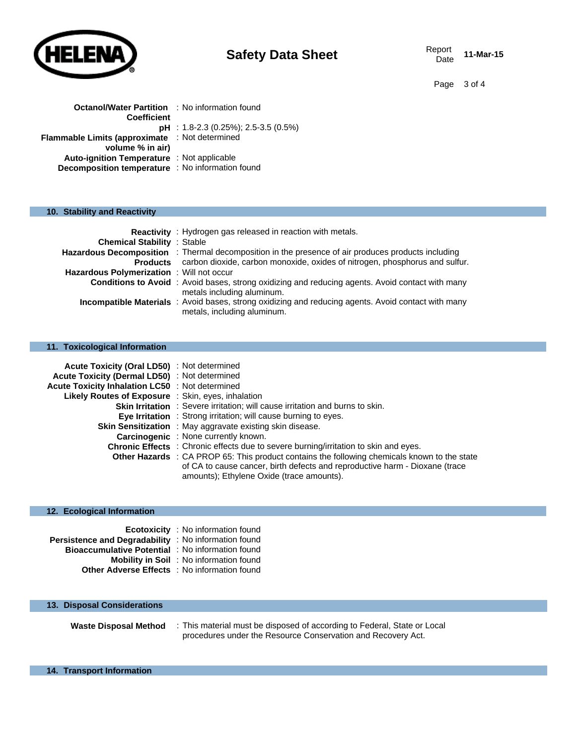**Octanol/Water Partition Coefficient** : No information found

**pH** : 1.8-2.3 (0.25%); 2.5-3.5 (0.5%)

**Flammable Limits (approximate volume % in air)** : Not determined

**Auto-ignition Temperature** : Not applicable

**Decomposition temperature** : No information found

## 10. Stability and Reactivity

**Reactivity** : Hydrogen gas released in reaction with metals.

**Chemical Stability** : Stable

**Hazardous Decomposition Products** : Thermal decomposition in the presence of air produces products including carbon dioxide, carbon monoxide, oxides of nitrogen, phosphorus and sulfur.

**Hazardous Polymerization** : Will not occur

**Conditions to Avoid** : Avoid bases, strong oxidizing and reducing agents. Avoid contact with many metals including aluminum.

**Incompatible Materials** : Avoid bases, strong oxidizing and reducing agents. Avoid contact with many metals, including aluminum.

## 11. Toxicological Information

**Acute Toxicity (Oral LD50)** : Not determined

**Acute Toxicity (Dermal LD50)** : Not determined

**Acute Toxicity Inhalation LC50** : Not determined

**Likely Routes of Exposure** : Skin, eyes, inhalation

**Skin Irritation** : Severe irritation; will cause irritation and burns to skin.

**Eye Irritation** : Strong irritation; will cause burning to eyes.

**Skin Sensitization** : May aggravate existing skin disease.

**Carcinogenic** : None currently known.

**Chronic Effects** : Chronic effects due to severe burning/irritation to skin and eyes.

**Other Hazards** : CA PROP 65: This product contains the following chemicals known to the state of CA to cause cancer, birth defects and reproductive harm - Dioxane (trace amounts); Ethylene Oxide (trace amounts).

## 12. Ecological Information

**Ecotoxicity** : No information found

**Persistence and Degradability** : No information found

**Bioaccumulative Potential** : No information found

**Mobility in Soil** : No information found

**Other Adverse Effects** : No information found

## 13. Disposal Considerations

**Waste Disposal Method** : This material must be disposed of according to Federal, State or Local procedures under the Resource Conservation and Recovery Act.

## 14. Transport Information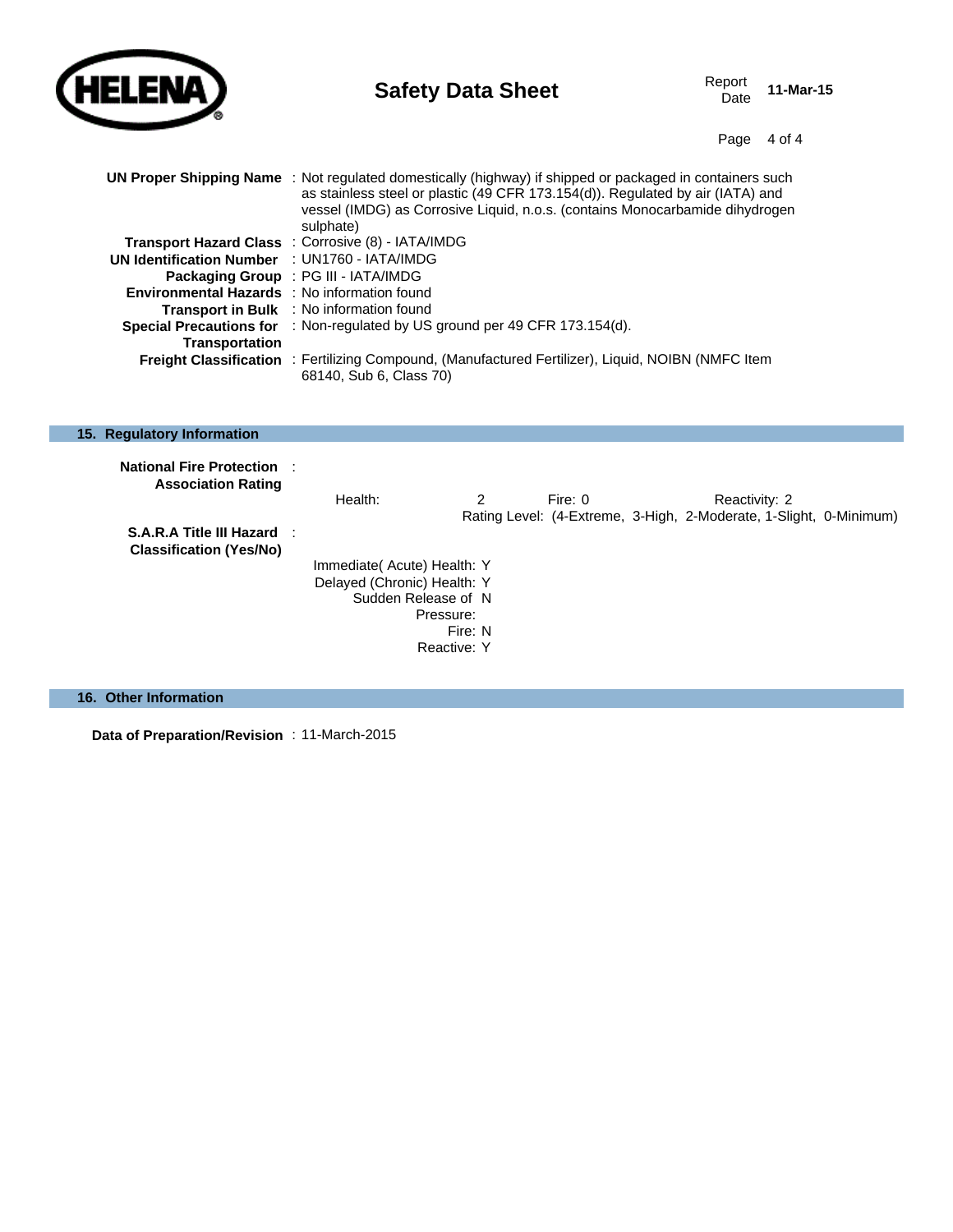**UN Proper Shipping Name** : Not regulated domestically (highway) if shipped or packaged in containers such as stainless steel or plastic (49 CFR 173.154(d)). Regulated by air (IATA) and vessel (IMDG) as Corrosive Liquid, n.o.s. (contains Monocarbamide dihydrogen sulphate)

**Transport Hazard Class** : Corrosive (8) - IATA/IMDG

**UN Identification Number** : UN1760 - IATA/IMDG

**Packaging Group** : PG III - IATA/IMDG

**Environmental Hazards** : No information found

**Transport in Bulk** : No information found

**Special Precautions for Transportation** : Non-regulated by US ground per 49 CFR 173.154(d).

**Freight Classification** : Fertilizing Compound, (Manufactured Fertilizer), Liquid, NOIBN (NMFC Item 68140, Sub 6, Class 70)

## 15. Regulatory Information

**National Fire Protection Association Rating** :

Health: 2 Fire: 0 Reactivity: 2

Rating Level: (4-Extreme, 3-High, 2-Moderate, 1-Slight, 0-Minimum)

**S.A.R.A Title III Hazard Classification (Yes/No)** :

Immediate( Acute) Health: Y

Delayed (Chronic) Health: Y

Sudden Release of Pressure: N

Fire: N

Reactive: Y

## 16. Other Information

**Data of Preparation/Revision** : 11-March-2015